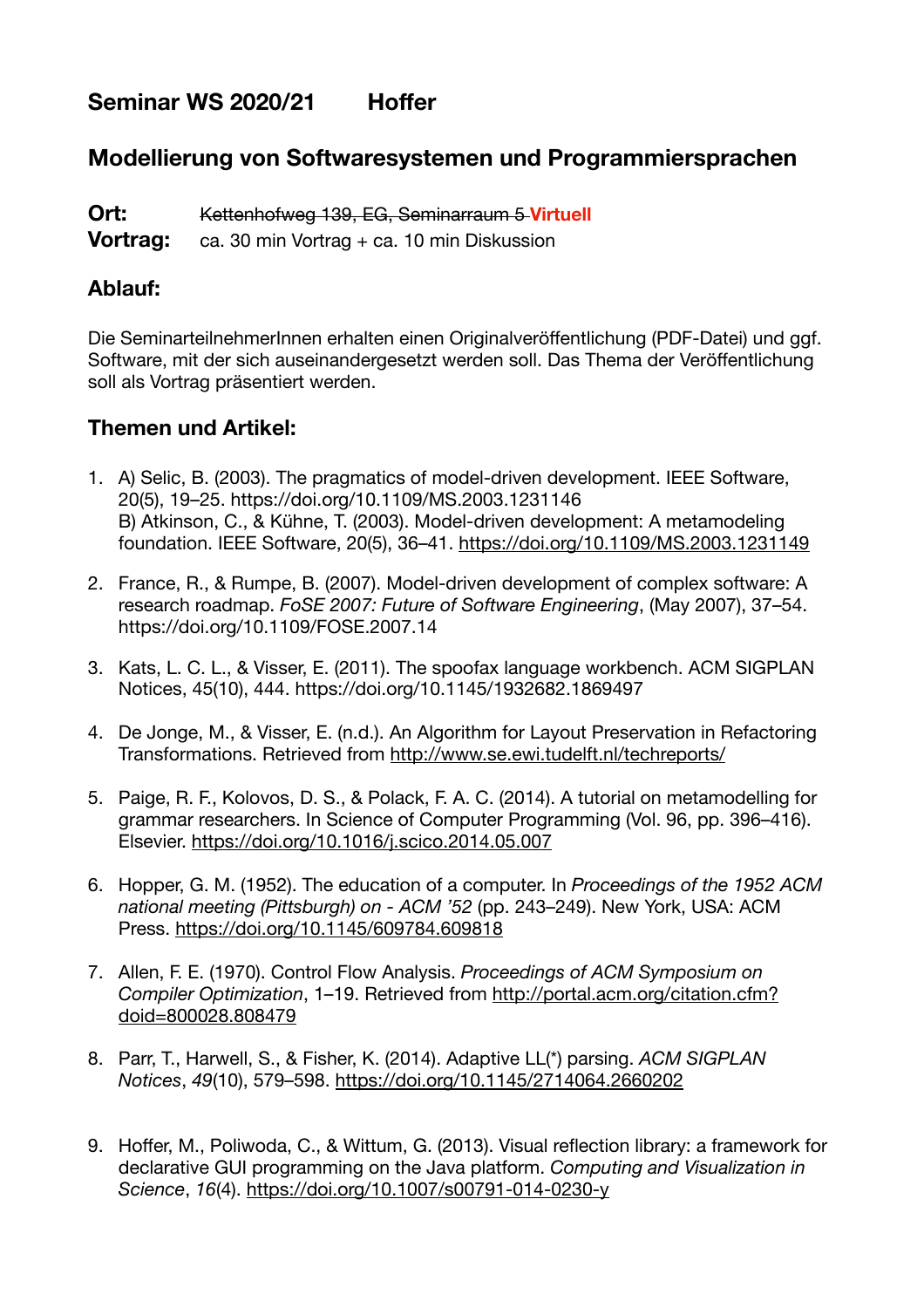## Seminar WS 2020/21 Hoffer

## Modellierung von Softwaresystemen und Programmiersprachen

**Ort:** ~~Kettenhofweg 139, EG, Seminarraum 5~~ **Virtuell**
**Vortrag:** ca. 30 min Vortrag + ca. 10 min Diskussion

### Ablauf:

Die SeminarteilnehmerInnen erhalten einen Originalveröffentlichung (PDF-Datei) und ggf. Software, mit der sich auseinandergesetzt werden soll. Das Thema der Veröffentlichung soll als Vortrag präsentiert werden.

### Themen und Artikel:

1. A) Selic, B. (2003). The pragmatics of model-driven development. IEEE Software, 20(5), 19–25. https://doi.org/10.1109/MS.2003.1231146
   B) Atkinson, C., & Kühne, T. (2003). Model-driven development: A metamodeling foundation. IEEE Software, 20(5), 36–41. https://doi.org/10.1109/MS.2003.1231149

2. France, R., & Rumpe, B. (2007). Model-driven development of complex software: A research roadmap. *FoSE 2007: Future of Software Engineering*, (May 2007), 37–54. https://doi.org/10.1109/FOSE.2007.14

3. Kats, L. C. L., & Visser, E. (2011). The spoofax language workbench. ACM SIGPLAN Notices, 45(10), 444. https://doi.org/10.1145/1932682.1869497

4. De Jonge, M., & Visser, E. (n.d.). An Algorithm for Layout Preservation in Refactoring Transformations. Retrieved from http://www.se.ewi.tudelft.nl/techreports/

5. Paige, R. F., Kolovos, D. S., & Polack, F. A. C. (2014). A tutorial on metamodelling for grammar researchers. In Science of Computer Programming (Vol. 96, pp. 396–416). Elsevier. https://doi.org/10.1016/j.scico.2014.05.007

6. Hopper, G. M. (1952). The education of a computer. In *Proceedings of the 1952 ACM national meeting (Pittsburgh) on - ACM '52* (pp. 243–249). New York, USA: ACM Press. https://doi.org/10.1145/609784.609818

7. Allen, F. E. (1970). Control Flow Analysis. *Proceedings of ACM Symposium on Compiler Optimization*, 1–19. Retrieved from http://portal.acm.org/citation.cfm?doid=800028.808479

8. Parr, T., Harwell, S., & Fisher, K. (2014). Adaptive LL(*) parsing. *ACM SIGPLAN Notices*, *49*(10), 579–598. https://doi.org/10.1145/2714064.2660202

9. Hoffer, M., Poliwoda, C., & Wittum, G. (2013). Visual reflection library: a framework for declarative GUI programming on the Java platform. *Computing and Visualization in Science*, *16*(4). https://doi.org/10.1007/s00791-014-0230-y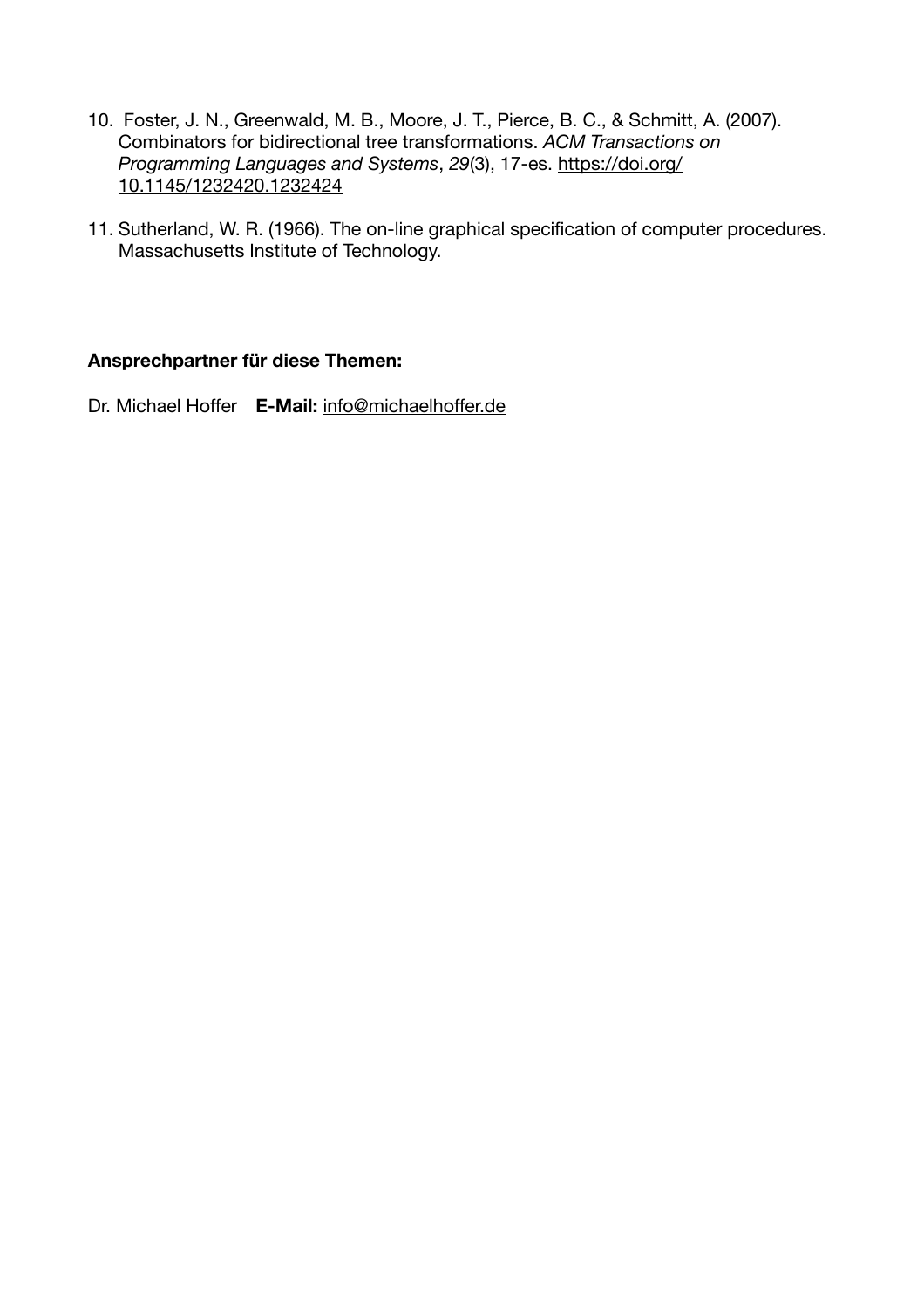10. Foster, J. N., Greenwald, M. B., Moore, J. T., Pierce, B. C., & Schmitt, A. (2007). Combinators for bidirectional tree transformations. *ACM Transactions on Programming Languages and Systems*, *29*(3), 17-es. https://doi.org/10.1145/1232420.1232424

11. Sutherland, W. R. (1966). The on-line graphical specification of computer procedures. Massachusetts Institute of Technology.

**Ansprechpartner für diese Themen:**

Dr. Michael Hoffer **E-Mail:** info@michaelhoffer.de